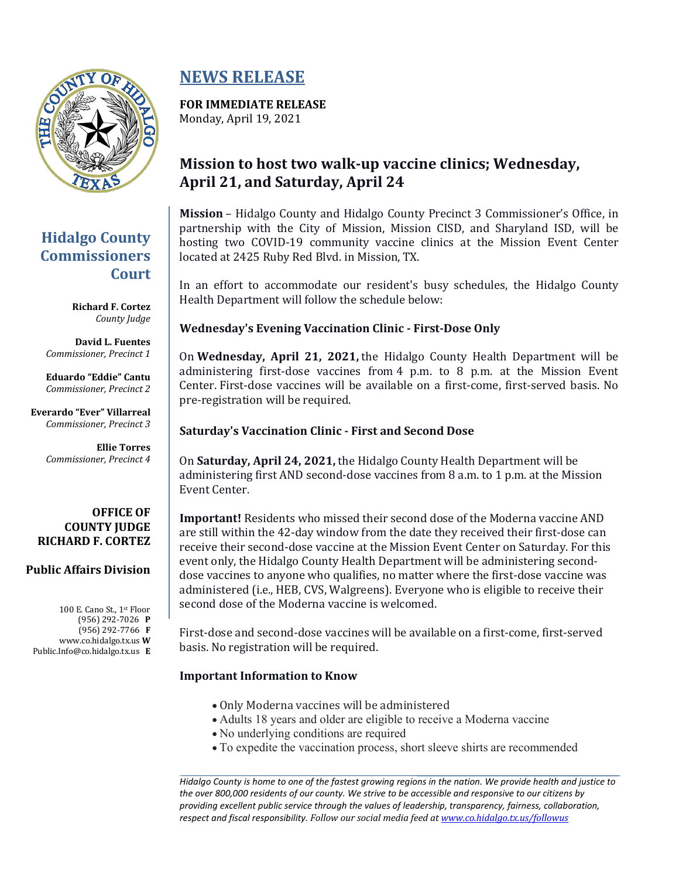# NEWS RELEASE

**FOR IMMEDIATE RELEASE**
Monday, April 19, 2021

## Mission to host two walk-up vaccine clinics; Wednesday, April 21, and Saturday, April 24

**Hidalgo County Commissioners Court**

**Richard F. Cortez**
*County Judge*

**David L. Fuentes**
*Commissioner, Precinct 1*

**Eduardo "Eddie" Cantu**
*Commissioner, Precinct 2*

**Everardo "Ever" Villarreal**
*Commissioner, Precinct 3*

**Ellie Torres**
*Commissioner, Precinct 4*

**OFFICE OF COUNTY JUDGE RICHARD F. CORTEZ**

**Public Affairs Division**

100 E. Cano St., 1st Floor
(956) 292-7026 **P**
(956) 292-7766 **F**
www.co.hidalgo.tx.us **W**
Public.Info@co.hidalgo.tx.us **E**

**Mission** – Hidalgo County and Hidalgo County Precinct 3 Commissioner's Office, in partnership with the City of Mission, Mission CISD, and Sharyland ISD, will be hosting two COVID-19 community vaccine clinics at the Mission Event Center located at 2425 Ruby Red Blvd. in Mission, TX.

In an effort to accommodate our resident's busy schedules, the Hidalgo County Health Department will follow the schedule below:

### Wednesday's Evening Vaccination Clinic - First-Dose Only

On **Wednesday, April 21, 2021,** the Hidalgo County Health Department will be administering first-dose vaccines from 4 p.m. to 8 p.m. at the Mission Event Center. First-dose vaccines will be available on a first-come, first-served basis. No pre-registration will be required.

### Saturday's Vaccination Clinic - First and Second Dose

On **Saturday, April 24, 2021,** the Hidalgo County Health Department will be administering first AND second-dose vaccines from 8 a.m. to 1 p.m. at the Mission Event Center.

**Important!** Residents who missed their second dose of the Moderna vaccine AND are still within the 42-day window from the date they received their first-dose can receive their second-dose vaccine at the Mission Event Center on Saturday. For this event only, the Hidalgo County Health Department will be administering second-dose vaccines to anyone who qualifies, no matter where the first-dose vaccine was administered (i.e., HEB, CVS, Walgreens). Everyone who is eligible to receive their second dose of the Moderna vaccine is welcomed.

First-dose and second-dose vaccines will be available on a first-come, first-served basis. No registration will be required.

### Important Information to Know

- Only Moderna vaccines will be administered
- Adults 18 years and older are eligible to receive a Moderna vaccine
- No underlying conditions are required
- To expedite the vaccination process, short sleeve shirts are recommended

---

*Hidalgo County is home to one of the fastest growing regions in the nation. We provide health and justice to the over 800,000 residents of our county. We strive to be accessible and responsive to our citizens by providing excellent public service through the values of leadership, transparency, fairness, collaboration, respect and fiscal responsibility. Follow our social media feed at www.co.hidalgo.tx.us/followus*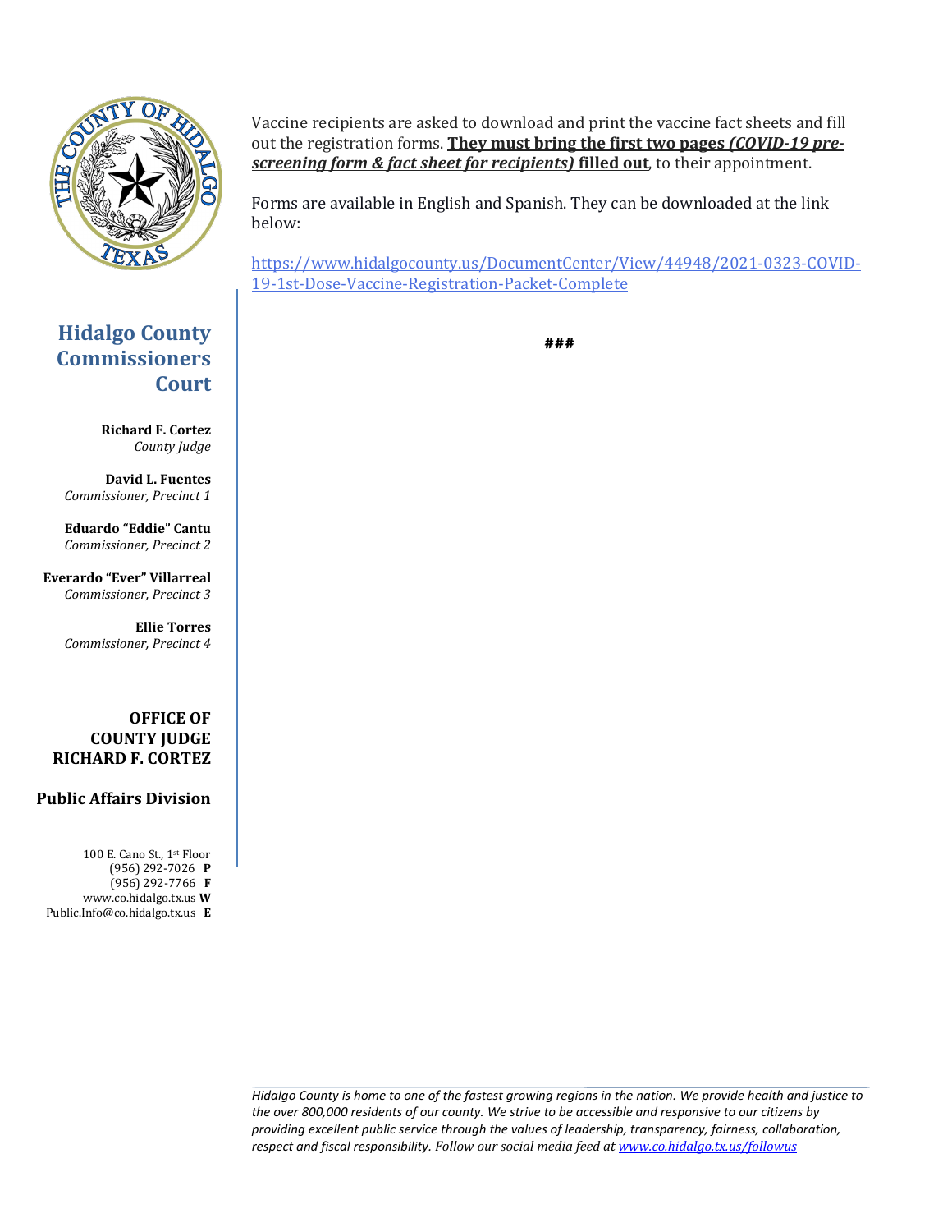**Hidalgo County Commissioners Court**

**Richard F. Cortez**
*County Judge*

**David L. Fuentes**
*Commissioner, Precinct 1*

**Eduardo "Eddie" Cantu**
*Commissioner, Precinct 2*

**Everardo "Ever" Villarreal**
*Commissioner, Precinct 3*

**Ellie Torres**
*Commissioner, Precinct 4*

**OFFICE OF COUNTY JUDGE RICHARD F. CORTEZ**

**Public Affairs Division**

100 E. Cano St., 1st Floor
(956) 292-7026 **P**
(956) 292-7766 **F**
www.co.hidalgo.tx.us **W**
Public.Info@co.hidalgo.tx.us **E**

Vaccine recipients are asked to download and print the vaccine fact sheets and fill out the registration forms. **They must bring the first two pages *(COVID-19 pre-screening form & fact sheet for recipients)* filled out**, to their appointment.

Forms are available in English and Spanish. They can be downloaded at the link below:

https://www.hidalgocounty.us/DocumentCenter/View/44948/2021-0323-COVID-19-1st-Dose-Vaccine-Registration-Packet-Complete

**###**

*Hidalgo County is home to one of the fastest growing regions in the nation. We provide health and justice to the over 800,000 residents of our county. We strive to be accessible and responsive to our citizens by providing excellent public service through the values of leadership, transparency, fairness, collaboration, respect and fiscal responsibility. Follow our social media feed at www.co.hidalgo.tx.us/followus*